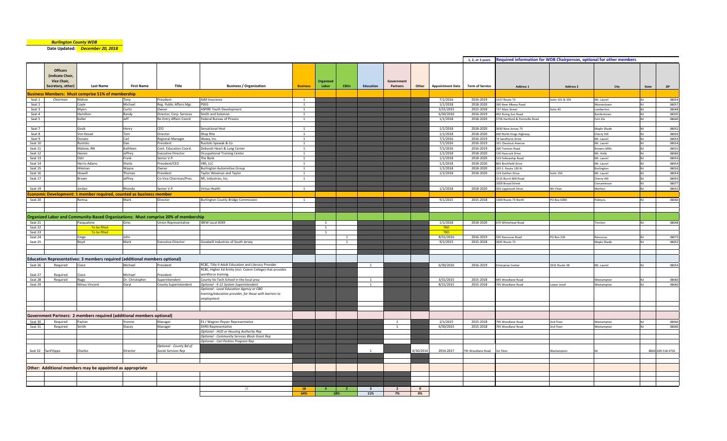**Burlington County WDB**

Date Updated: *December 20, 2018*

| | Officers (indicate Chair, Vice Chair, Secretary, other) | Last Name | First Name | Title | Business / Organization | Business | Organized Labor | CBOs | Education | Government Partners | Other | Appointment Date | Term of Service (1, 2, or 3 years) | Address 1 | Address 2 | City | State | ZIP |
|---|---|---|---|---|---|---|---|---|---|---|---|---|---|---|---|---|---|---|
| **Business Members: Must comprise 51% of membership** | | | | | | | | | | | | | | | | | | |
| Seat 1 | Chairman | Mahon | Tony | President | AIM Insurance | 1 | | | | | | 7/1/2016 | 2016-2019 | 1317 Route 73 | Suite 101 & 105 | Mt. Laurel | NJ | 08054 |
| Seat 2 | | Coyle | Michael | Reg. Public Affairs Mgr. | PSEG | 1 | | | | | | 1/1/2018 | 2018-2020 | 300 New Albany Road | | Moorestown | NJ | 08057 |
| Seat 3 | | Myers | Curtis | Owner | ASPIRE Youth Development | 1 | | | | | | 3/31/2015 | 2015-2018 | 737 Main Street | Suite #3 | Lumberton | NJ | 08048 |
| Seat 4 | | Hamilton | Randy | Director, Corp. Services | Smith and Solomon | 1 | | | | | | 6/30/2016 | 2016-2019 | 402 Rising Sun Road | | Bordentown | NJ | 08505 |
| Seat 5 | | Keller | Jeff | Re-Entry Affairs Coord. | Federal Bureau of Prisons | 1 | | | | | | 1/1/2018 | 2018-2020 | 5756 Hartford & Pointville Road | | Fort Dix | NJ | 08640 |
| | | | | | | | | | | | | | | | | | | |
| Seat 7 | | Gosik | Henry | CEO | Sensational Host | 1 | | | | | | 1/1/2018 | 2018-2020 | 3030 New Jersey 73 | | Maple Shade | NJ | 08052 |
| Seat 8 | | Von Kessel | Tom | Director | Shop Rite | 1 | | | | | | 1/1/2018 | 2018-2020 | 600 North Kings Highway | | Cherry Hill | NJ | 08003 |
| Seat 9 | | Donato | Carl | Regional Manager | Wawa, Inc. | 1 | | | | | | 7/1/2016 | 2016-2019 | 74 Sandhurst Drive | | Mt. Laurel | NJ | 08054 |
| Seat 10 | | Ruotolo | Dan | President | Ruotolo Spewak & Co. | 1 | | | | | | 7/1/2016 | 2016-2019 | 101 Chestnut Avenue | | Mt. Laurel | NJ | 08054 |
| Seat 11 | | Malone, RN | Kathleen | Cont. Education Coord. | Deborah Heart & Lung Center | 1 | | | | | | 7/1/2016 | 2016-2019 | 200 Trenton Road | | Browns Mills | NJ | 08015 |
| Seat 12 | | Haines | Jeffrey | Executive Director | Occupational Training Center | 1 | | | | | | 1/1/2018 | 2018-2020 | 130 Hancock Drive | | Mt. Holly | NJ | 08060 |
| Seat 13 | | Odri | Frank | Senior V.P. | The Bank | 1 | | | | | | 1/1/2018 | 2018-2020 | 533 Fellowship Road | | Mt. Laurel | NJ | 08054 |
| Seat 14 | | Harris-Adams | Sheila | President/CEO | VBS, LLC | 1 | | | | | | 1/1/2018 | 2018-2020 | 805 Birchfield Drive | | Mt. Laurel | NJ | 08054 |
| Seat 15 | | Hileman | Wayne | Owner | Burlington Automotive Group | 1 | | | | | | 1/1/2018 | 2018-2020 | 105 E. Route 130 N. | | Burlington | NJ | 08016 |
| Seat 16 | | Howell | Thomas | President | Taylor Wiseman and Taylor | 1 | | | | | | 1/1/2018 | 2018-2020 | 124 Gaither Drive | Suite 150 | Mt. Laurel | NJ | 08054 |
| Seat 17 | | Brown | Jeffrey | Co-Vice Chairman/Pres. | Mfi, Industries, Inc. | 1 | | | | | | | | 1515 Burnt Mill Road | | Cherry Hill | NJ | 08003 |
| | | | | | | | | | | | | | | 1009 Broad Street | | Cinnaminson | NJ | 08077 |
| Seat 19 | | Jordan | Rhonda | Senior V.P. | Virtua Health | 1 | | | | | | 1/1/2018 | 2018-2020 | 303 Lippincott Drive | 4th Floor | Marlton | NJ | 08053 |
| **Economic Development: 1 member required, counted as business member** | | | | | | | | | | | | | | | | | | |
| Seat 20 | | Remsa | Mark | Director | Burlington County Bridge Commission | 1 | | | | | | 9/1/2015 | 2015-2018 | 1300 Route 73 North | PO Box 6000 | Palmyra | NJ | 08060 |
| **Organized Labor and Community-Based Organizations: Must comprise 20% of membership** | | | | | | | | | | | | | | | | | | |
| Seat 21 | | Pasqualone | Gino | Union Representative | IBEW Local #269 | | 1 | | | | | 1/1/2018 | 2018-2020 | 670 Whitehead Road | | Trenton | NJ | 08648 |
| Seat 22 | | To be filled | | | | | 1 | | | | | TBD | | | | | | |
| Seat 23 | | To be filled | | | | | 1 | | | | | TBD | | | | | | |
| Seat 24 | | Emge | John | | | | | 1 | | | | 8/31/2016 | 2016-2019 | 595 Rancocas Road | PO Box 226 | Rancocas | NJ | 08073 |
| Seat 25 | | Boyd | Mark | Executive Director | Goodwill Industries of South Jersey | | | 1 | | | | 9/1/2015 | 2015-2018 | 2835 Route 73 | | Maple Shade | NJ | 08052 |
| **Education Representatives: 3 members required (additional members optional)** | | | | | | | | | | | | | | | | | | |
| Seat 26 | Required | Cioce | Michael | President | RCBC, Title II Adult Education and Literacy Provider | | | | 1 | | | 6/30/2016 | 2016-2019 | Enterprise Center | 3331 Route 38 | Mt. Laurel | NJ | 08054 |
| Seat 27 | Required | Cioce | Michael | President | RCBC, Higher Ed Entity (incl. Comm College) that provides workforce training. | | | | | | | | | | | | | |
| Seat 28 | Required | Nagy | Dr. Christopher | Superintendent | County Vo-Tech School in the local area | | | | 1 | | | 3/31/2015 | 2015-2018 | 695 Woodlane Road | | Westampton | NJ | 08060 |
| Seat 29 | | Minus-Vincent | Daryl | County Superintendent | *Optional - K-12 System Superintendent* | | | | 1 | | | 8/31/2015 | 2015-2018 | 795 Woodlane Road | Lower Level | Westampton | NJ | 08060 |
| | | | | | *Optional - Local Education Agency or CBO training/education provider, for those with barriers to employment* | | | | | | | | | | | | | |
| **Government Partners: 2 members required (additional members optional)** | | | | | | | | | | | | | | | | | | |
| Seat 30 | Required | Payton | Yvonne | Manager | ES / Wagner-Peyser Representative | | | | | 1 | | 2/1/2015 | 2015-2018 | 795 Woodlane Road | 2nd Floor | Westampton | NJ | 08060 |
| Seat 31 | Required | Smith | Stacey | Manager | DVRS Representative | | | | | 1 | | 6/30/2015 | 2015-2018 | 795 Woodlane Road | 2nd Floor | Westampton | NJ | 08060 |
| | | | | | *Optional - HUD or Housing Authority Rep* | | | | | | | | | | | | | |
| | | | | | *Optional - Community Services Block Grant Rep* | | | | | | | | | | | | | |
| | | | | | *Optional - Carl Perkins Program Rep* | | | | | | | | | | | | | |
| Seat 32 | SanFilippo | Charles | Director | *Optional - County Bd of Social Services Rep* | | | | | 1 | | 6/30/2014 | 2014-2017 | 795 Woodlane Road | 1st Floor | Westampton | NJ | | 8060 609-518-4701 |
| **Other: Additional members may be appointed as appropriate** | | | | | | | | | | | | | | | | | | |
| | | | | | 28 | 18 | 3 | 2 | 3 | 2 | 0 | | | | | | | |
| | | | | | | 64% | 18% | | 11% | 7% | 0% | | | | | | | |

Required information for WDB Chairperson, optional for other members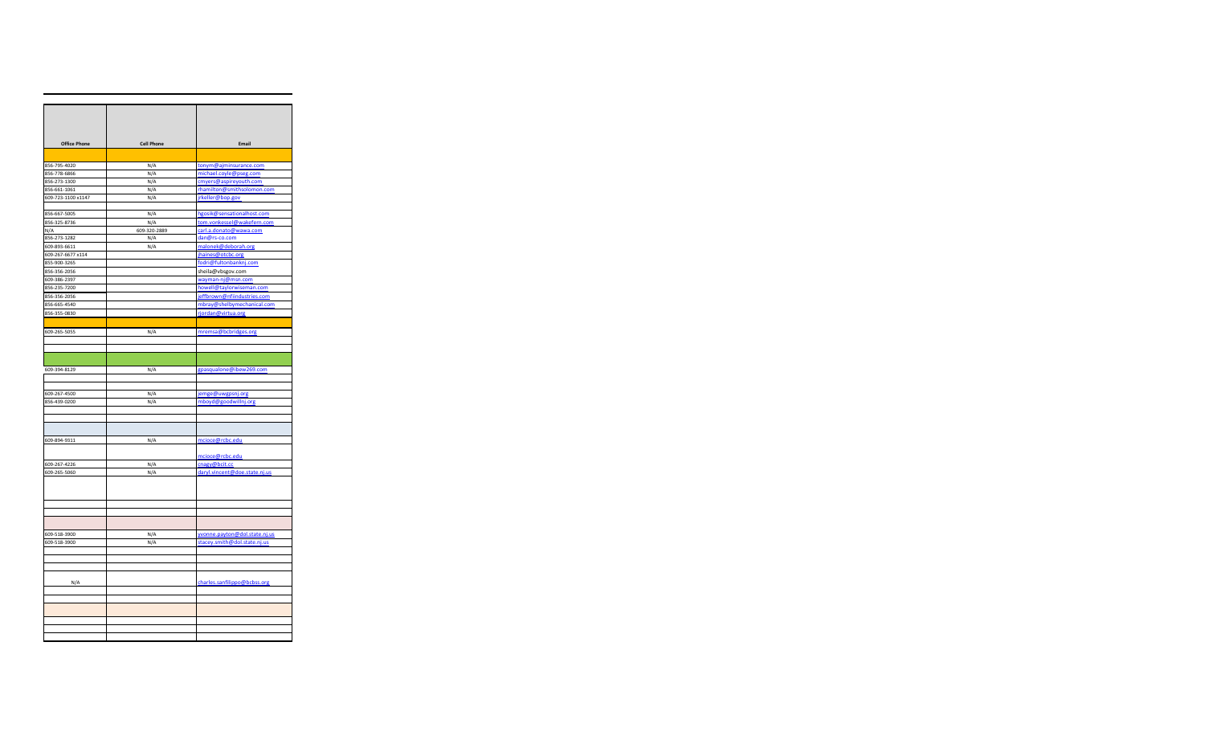| Office Phone | Cell Phone | Email |
|---|---|---|
| | | |
| 856-795-4020 | N/A | tonym@ajminsurance.com |
| 856-778-6866 | N/A | michael.coyle@pseg.com |
| 856-273-1300 | N/A | cmyers@aspireyouth.com |
| 856-661-1061 | N/A | rhamilton@smithsolomon.com |
| 609-723-1100 x1147 | N/A | jrkeller@bop.gov |
| | | |
| 856-667-5005 | N/A | hgosik@sensationalhost.com |
| 856-325-8736 | N/A | tom.vonkessel@wakefern.com |
| N/A | 609-320-2889 | carl.a.donato@wawa.com |
| 856-273-1282 | N/A | dan@rs-co.com |
| 609-893-6611 | N/A | malonel@deborah.org |
| 609-267-6677 x114 | | jhaines@otcbc.org |
| 855-900-3265 | | fedri@fultonbanknj.com |
| 856-356-2056 | | sheila@vbsgov.com |
| 609-386-2397 | | wayman-nj@msn.com |
| 856-235-7200 | | howell@taylorwiseman.com |
| 856-356-2056 | | jeffbrown@nflindustries.com |
| 856-665-4540 | | mbray@shelbymechanical.com |
| 856-355-0830 | | rjordan@virtua.org |
| | | |
| 609-265-5055 | N/A | mremsa@bcbridges.org |
| | | |
| | | |
| | | |
| 609-394-8129 | N/A | gpasqualone@ibew269.com |
| | | |
| | | |
| 609-267-4500 | N/A | jemge@uwgpsnj.org |
| 856-439-0200 | N/A | mboyd@goodwillnj.org |
| | | |
| | | |
| | | |
| 609-894-9311 | N/A | mcioce@rcbc.edu |
| | | mcioce@rcbc.edu |
| 609-267-4226 | N/A | cnagy@bcit.cc |
| 609-265-5060 | N/A | daryl.vincent@doe.state.nj.us |
| | | |
| | | |
| | | |
| | | |
| 609-518-3900 | N/A | yvonne.payton@dol.state.nj.us |
| 609-518-3900 | N/A | stacey.smith@dol.state.nj.us |
| | | |
| | | |
| | | |
| N/A | | charles.sanfilippo@bcbss.org |
| | | |
| | | |
| | | |
| | | |
| | | |
| | | |